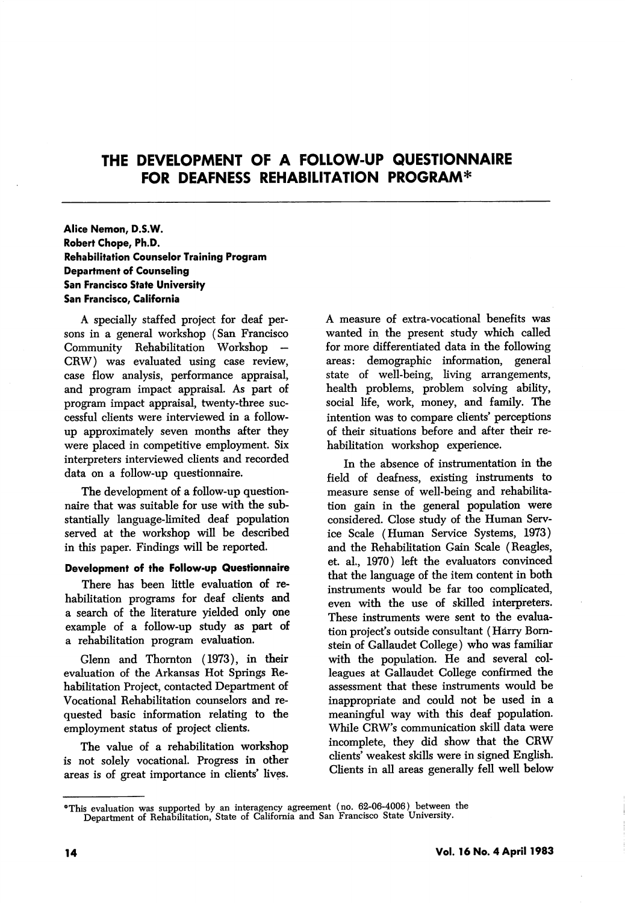# THE DEVELOPMENT OF A FOLLOW-UP QUESTIONNAIRE FOR DEAFNESS REHABILITATION PROGRAM*

**Alice Nemon, D.S.W.**
**Robert Chope, Ph.D.**
**Rehabilitation Counselor Training Program**
**Department of Counseling**
**San Francisco State University**
**San Francisco, California**

A specially staffed project for deaf persons in a general workshop (San Francisco Community Rehabilitation Workshop – CRW) was evaluated using case review, case flow analysis, performance appraisal, and program impact appraisal. As part of program impact appraisal, twenty-three successful clients were interviewed in a follow-up approximately seven months after they were placed in competitive employment. Six interpreters interviewed clients and recorded data on a follow-up questionnaire.

The development of a follow-up questionnaire that was suitable for use with the substantially language-limited deaf population served at the workshop will be described in this paper. Findings will be reported.

### Development of the Follow-up Questionnaire

There has been little evaluation of rehabilitation programs for deaf clients and a search of the literature yielded only one example of a follow-up study as part of a rehabilitation program evaluation.

Glenn and Thornton (1973), in their evaluation of the Arkansas Hot Springs Rehabilitation Project, contacted Department of Vocational Rehabilitation counselors and requested basic information relating to the employment status of project clients.

The value of a rehabilitation workshop is not solely vocational. Progress in other areas is of great importance in clients' lives. A measure of extra-vocational benefits was wanted in the present study which called for more differentiated data in the following areas: demographic information, general state of well-being, living arrangements, health problems, problem solving ability, social life, work, money, and family. The intention was to compare clients' perceptions of their situations before and after their rehabilitation workshop experience.

In the absence of instrumentation in the field of deafness, existing instruments to measure sense of well-being and rehabilitation gain in the general population were considered. Close study of the Human Service Scale (Human Service Systems, 1973) and the Rehabilitation Gain Scale (Reagles, et. al., 1970) left the evaluators convinced that the language of the item content in both instruments would be far too complicated, even with the use of skilled interpreters. These instruments were sent to the evaluation project's outside consultant (Harry Bornstein of Gallaudet College) who was familiar with the population. He and several colleagues at Gallaudet College confirmed the assessment that these instruments would be inappropriate and could not be used in a meaningful way with this deaf population. While CRW's communication skill data were incomplete, they did show that the CRW clients' weakest skills were in signed English. Clients in all areas generally fell well below

---

*This evaluation was supported by an interagency agreement (no. 62-06-4006) between the Department of Rehabilitation, State of California and San Francisco State University.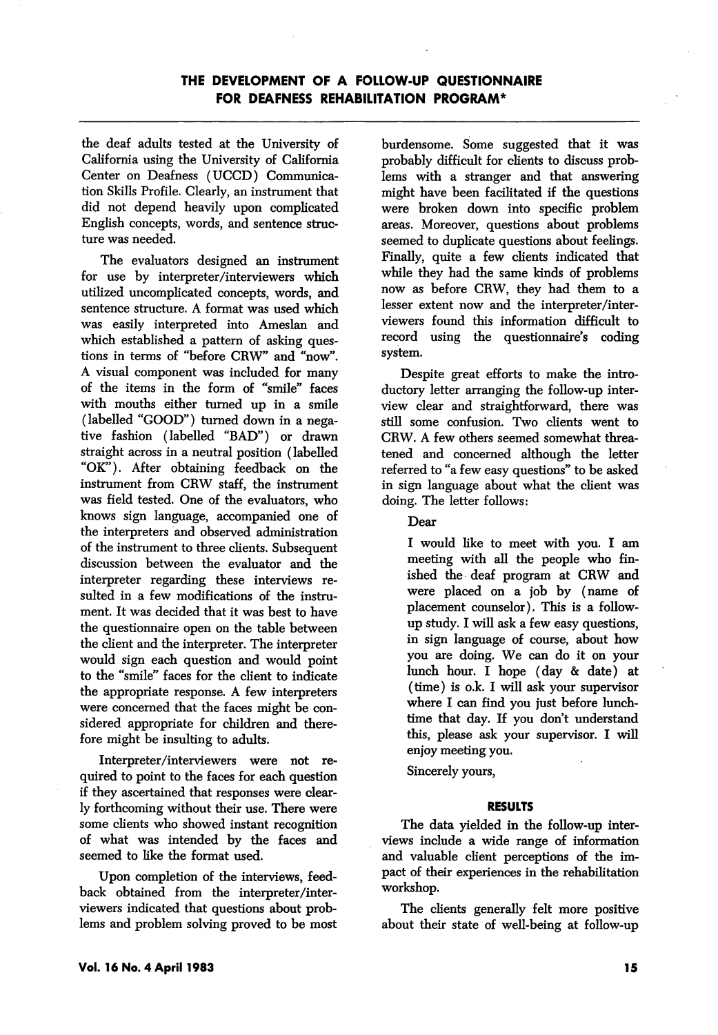the deaf adults tested at the University of California using the University of California Center on Deafness (UCCD) Communication Skills Profile. Clearly, an instrument that did not depend heavily upon complicated English concepts, words, and sentence structure was needed.

The evaluators designed an instrument for use by interpreter/interviewers which utilized uncomplicated concepts, words, and sentence structure. A format was used which was easily interpreted into Ameslan and which established a pattern of asking questions in terms of "before CRW" and "now". A visual component was included for many of the items in the form of "smile" faces with mouths either turned up in a smile (labelled "GOOD") turned down in a negative fashion (labelled "BAD") or drawn straight across in a neutral position (labelled "OK"). After obtaining feedback on the instrument from CRW staff, the instrument was field tested. One of the evaluators, who knows sign language, accompanied one of the interpreters and observed administration of the instrument to three clients. Subsequent discussion between the evaluator and the interpreter regarding these interviews resulted in a few modifications of the instrument. It was decided that it was best to have the questionnaire open on the table between the client and the interpreter. The interpreter would sign each question and would point to the "smile" faces for the client to indicate the appropriate response. A few interpreters were concerned that the faces might be considered appropriate for children and therefore might be insulting to adults.

Interpreter/interviewers were not required to point to the faces for each question if they ascertained that responses were clearly forthcoming without their use. There were some clients who showed instant recognition of what was intended by the faces and seemed to like the format used.

Upon completion of the interviews, feedback obtained from the interpreter/interviewers indicated that questions about problems and problem solving proved to be most burdensome. Some suggested that it was probably difficult for clients to discuss problems with a stranger and that answering might have been facilitated if the questions were broken down into specific problem areas. Moreover, questions about problems seemed to duplicate questions about feelings. Finally, quite a few clients indicated that while they had the same kinds of problems now as before CRW, they had them to a lesser extent now and the interpreter/interviewers found this information difficult to record using the questionnaire's coding system.

Despite great efforts to make the introductory letter arranging the follow-up interview clear and straightforward, there was still some confusion. Two clients went to CRW. A few others seemed somewhat threatened and concerned although the letter referred to "a few easy questions" to be asked in sign language about what the client was doing. The letter follows:

> Dear
>
> I would like to meet with you. I am meeting with all the people who finished the deaf program at CRW and were placed on a job by (name of placement counselor). This is a follow-up study. I will ask a few easy questions, in sign language of course, about how you are doing. We can do it on your lunch hour. I hope (day & date) at (time) is o.k. I will ask your supervisor where I can find you just before lunchtime that day. If you don't understand this, please ask your supervisor. I will enjoy meeting you.
>
> Sincerely yours,

## RESULTS

The data yielded in the follow-up interviews include a wide range of information and valuable client perceptions of the impact of their experiences in the rehabilitation workshop.

The clients generally felt more positive about their state of well-being at follow-up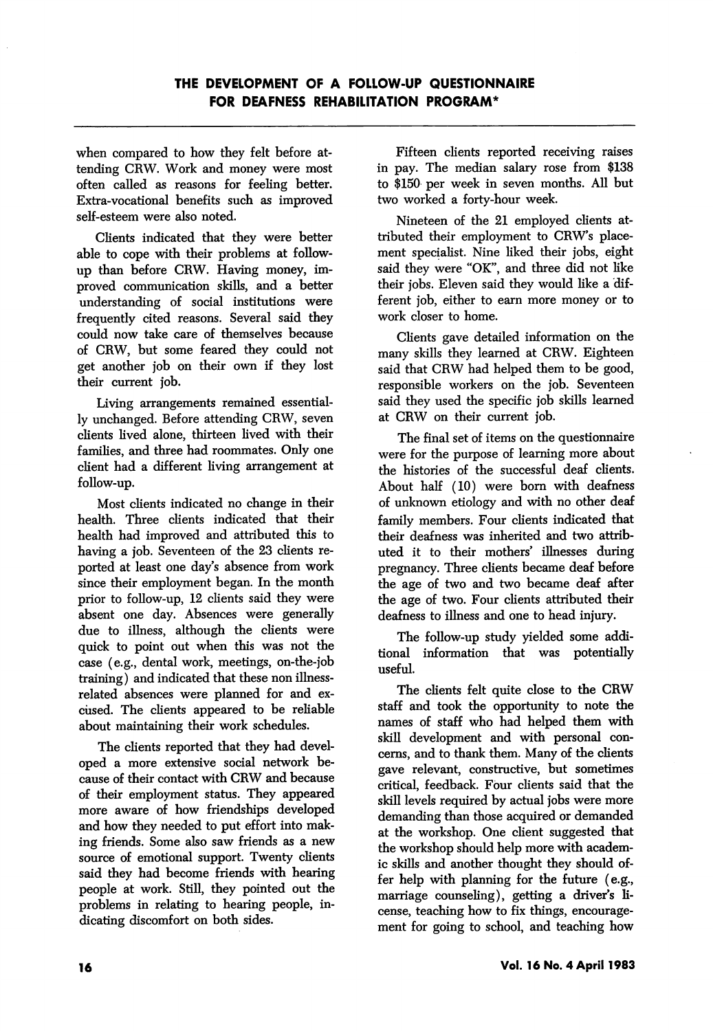when compared to how they felt before attending CRW. Work and money were most often called as reasons for feeling better. Extra-vocational benefits such as improved self-esteem were also noted.

Clients indicated that they were better able to cope with their problems at follow-up than before CRW. Having money, improved communication skills, and a better understanding of social institutions were frequently cited reasons. Several said they could now take care of themselves because of CRW, but some feared they could not get another job on their own if they lost their current job.

Living arrangements remained essentially unchanged. Before attending CRW, seven clients lived alone, thirteen lived with their families, and three had roommates. Only one client had a different living arrangement at follow-up.

Most clients indicated no change in their health. Three clients indicated that their health had improved and attributed this to having a job. Seventeen of the 23 clients reported at least one day's absence from work since their employment began. In the month prior to follow-up, 12 clients said they were absent one day. Absences were generally due to illness, although the clients were quick to point out when this was not the case (e.g., dental work, meetings, on-the-job training) and indicated that these non illness-related absences were planned for and excused. The clients appeared to be reliable about maintaining their work schedules.

The clients reported that they had developed a more extensive social network because of their contact with CRW and because of their employment status. They appeared more aware of how friendships developed and how they needed to put effort into making friends. Some also saw friends as a new source of emotional support. Twenty clients said they had become friends with hearing people at work. Still, they pointed out the problems in relating to hearing people, indicating discomfort on both sides.

Fifteen clients reported receiving raises in pay. The median salary rose from $138 to $150 per week in seven months. All but two worked a forty-hour week.

Nineteen of the 21 employed clients attributed their employment to CRW's placement specialist. Nine liked their jobs, eight said they were "OK", and three did not like their jobs. Eleven said they would like a different job, either to earn more money or to work closer to home.

Clients gave detailed information on the many skills they learned at CRW. Eighteen said that CRW had helped them to be good, responsible workers on the job. Seventeen said they used the specific job skills learned at CRW on their current job.

The final set of items on the questionnaire were for the purpose of learning more about the histories of the successful deaf clients. About half (10) were born with deafness of unknown etiology and with no other deaf family members. Four clients indicated that their deafness was inherited and two attributed it to their mothers' illnesses during pregnancy. Three clients became deaf before the age of two and two became deaf after the age of two. Four clients attributed their deafness to illness and one to head injury.

The follow-up study yielded some additional information that was potentially useful.

The clients felt quite close to the CRW staff and took the opportunity to note the names of staff who had helped them with skill development and with personal concerns, and to thank them. Many of the clients gave relevant, constructive, but sometimes critical, feedback. Four clients said that the skill levels required by actual jobs were more demanding than those acquired or demanded at the workshop. One client suggested that the workshop should help more with academic skills and another thought they should offer help with planning for the future (e.g., marriage counseling), getting a driver's license, teaching how to fix things, encouragement for going to school, and teaching how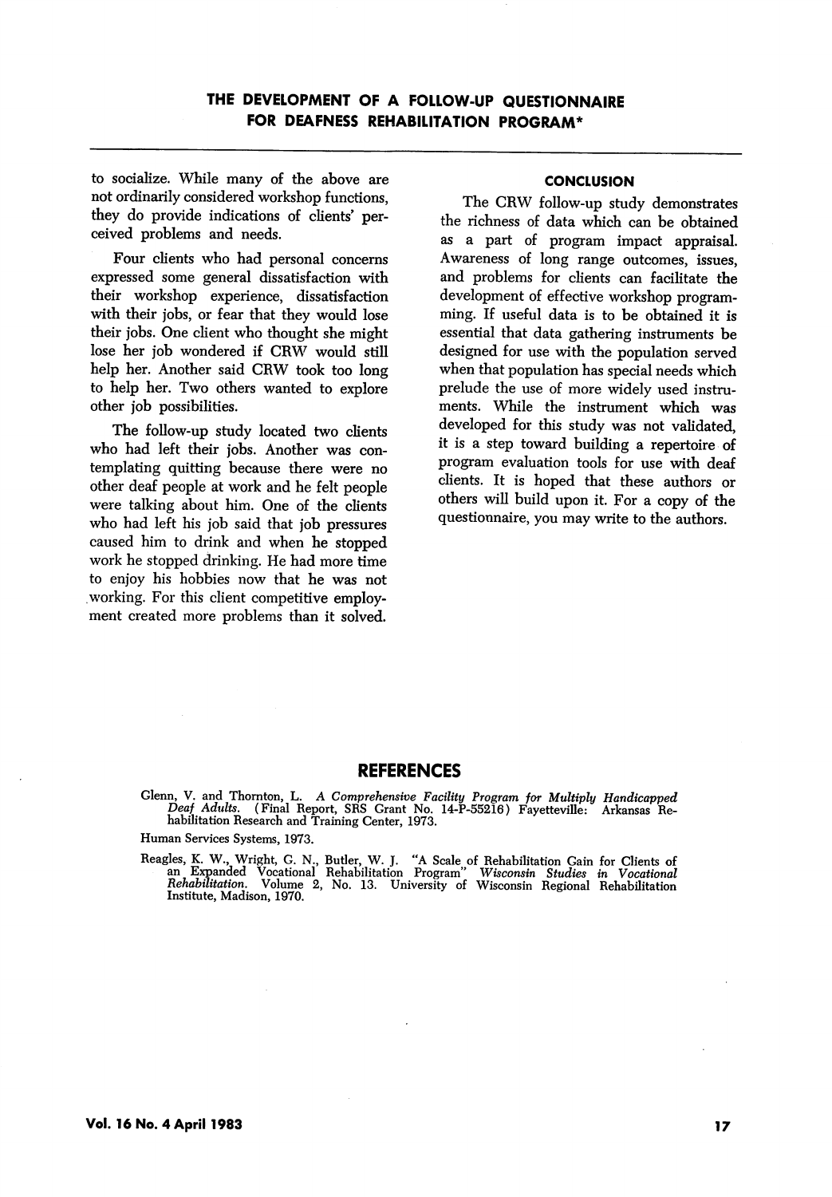to socialize. While many of the above are not ordinarily considered workshop functions, they do provide indications of clients' perceived problems and needs.

Four clients who had personal concerns expressed some general dissatisfaction with their workshop experience, dissatisfaction with their jobs, or fear that they would lose their jobs. One client who thought she might lose her job wondered if CRW would still help her. Another said CRW took too long to help her. Two others wanted to explore other job possibilities.

The follow-up study located two clients who had left their jobs. Another was contemplating quitting because there were no other deaf people at work and he felt people were talking about him. One of the clients who had left his job said that job pressures caused him to drink and when he stopped work he stopped drinking. He had more time to enjoy his hobbies now that he was not working. For this client competitive employment created more problems than it solved.

## CONCLUSION

The CRW follow-up study demonstrates the richness of data which can be obtained as a part of program impact appraisal. Awareness of long range outcomes, issues, and problems for clients can facilitate the development of effective workshop programming. If useful data is to be obtained it is essential that data gathering instruments be designed for use with the population served when that population has special needs which prelude the use of more widely used instruments. While the instrument which was developed for this study was not validated, it is a step toward building a repertoire of program evaluation tools for use with deaf clients. It is hoped that these authors or others will build upon it. For a copy of the questionnaire, you may write to the authors.

## REFERENCES

Glenn, V. and Thornton, L. *A Comprehensive Facility Program for Multiply Handicapped Deaf Adults.* (Final Report, SRS Grant No. 14-P-55216) Fayetteville: Arkansas Rehabilitation Research and Training Center, 1973.

Human Services Systems, 1973.

Reagles, K. W., Wright, G. N., Butler, W. J. "A Scale of Rehabilitation Gain for Clients of an Expanded Vocational Rehabilitation Program" *Wisconsin Studies in Vocational Rehabilitation.* Volume 2, No. 13. University of Wisconsin Regional Rehabilitation Institute, Madison, 1970.